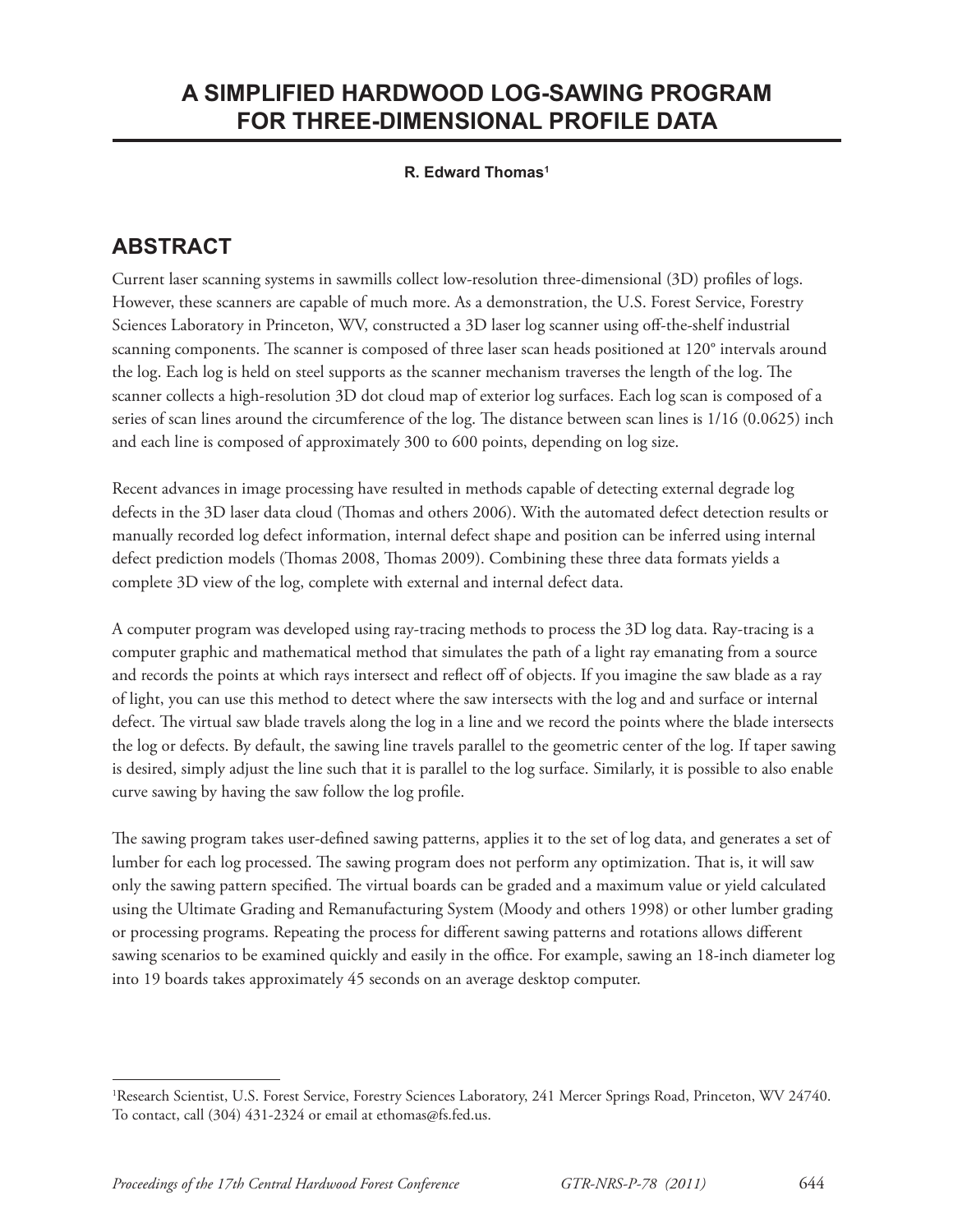# A SIMPLIFIED HARDWOOD LOG-SAWING PROGRAM FOR THREE-DIMENSIONAL PROFILE DATA

**R. Edward Thomas[1]**

## ABSTRACT

Current laser scanning systems in sawmills collect low-resolution three-dimensional (3D) profiles of logs. However, these scanners are capable of much more. As a demonstration, the U.S. Forest Service, Forestry Sciences Laboratory in Princeton, WV, constructed a 3D laser log scanner using off-the-shelf industrial scanning components. The scanner is composed of three laser scan heads positioned at 120° intervals around the log. Each log is held on steel supports as the scanner mechanism traverses the length of the log. The scanner collects a high-resolution 3D dot cloud map of exterior log surfaces. Each log scan is composed of a series of scan lines around the circumference of the log. The distance between scan lines is 1/16 (0.0625) inch and each line is composed of approximately 300 to 600 points, depending on log size.

Recent advances in image processing have resulted in methods capable of detecting external degrade log defects in the 3D laser data cloud (Thomas and others 2006). With the automated defect detection results or manually recorded log defect information, internal defect shape and position can be inferred using internal defect prediction models (Thomas 2008, Thomas 2009). Combining these three data formats yields a complete 3D view of the log, complete with external and internal defect data.

A computer program was developed using ray-tracing methods to process the 3D log data. Ray-tracing is a computer graphic and mathematical method that simulates the path of a light ray emanating from a source and records the points at which rays intersect and reflect off of objects. If you imagine the saw blade as a ray of light, you can use this method to detect where the saw intersects with the log and and surface or internal defect. The virtual saw blade travels along the log in a line and we record the points where the blade intersects the log or defects. By default, the sawing line travels parallel to the geometric center of the log. If taper sawing is desired, simply adjust the line such that it is parallel to the log surface. Similarly, it is possible to also enable curve sawing by having the saw follow the log profile.

The sawing program takes user-defined sawing patterns, applies it to the set of log data, and generates a set of lumber for each log processed. The sawing program does not perform any optimization. That is, it will saw only the sawing pattern specified. The virtual boards can be graded and a maximum value or yield calculated using the Ultimate Grading and Remanufacturing System (Moody and others 1998) or other lumber grading or processing programs. Repeating the process for different sawing patterns and rotations allows different sawing scenarios to be examined quickly and easily in the office. For example, sawing an 18-inch diameter log into 19 boards takes approximately 45 seconds on an average desktop computer.

---

[1]Research Scientist, U.S. Forest Service, Forestry Sciences Laboratory, 241 Mercer Springs Road, Princeton, WV 24740. To contact, call (304) 431-2324 or email at ethomas@fs.fed.us.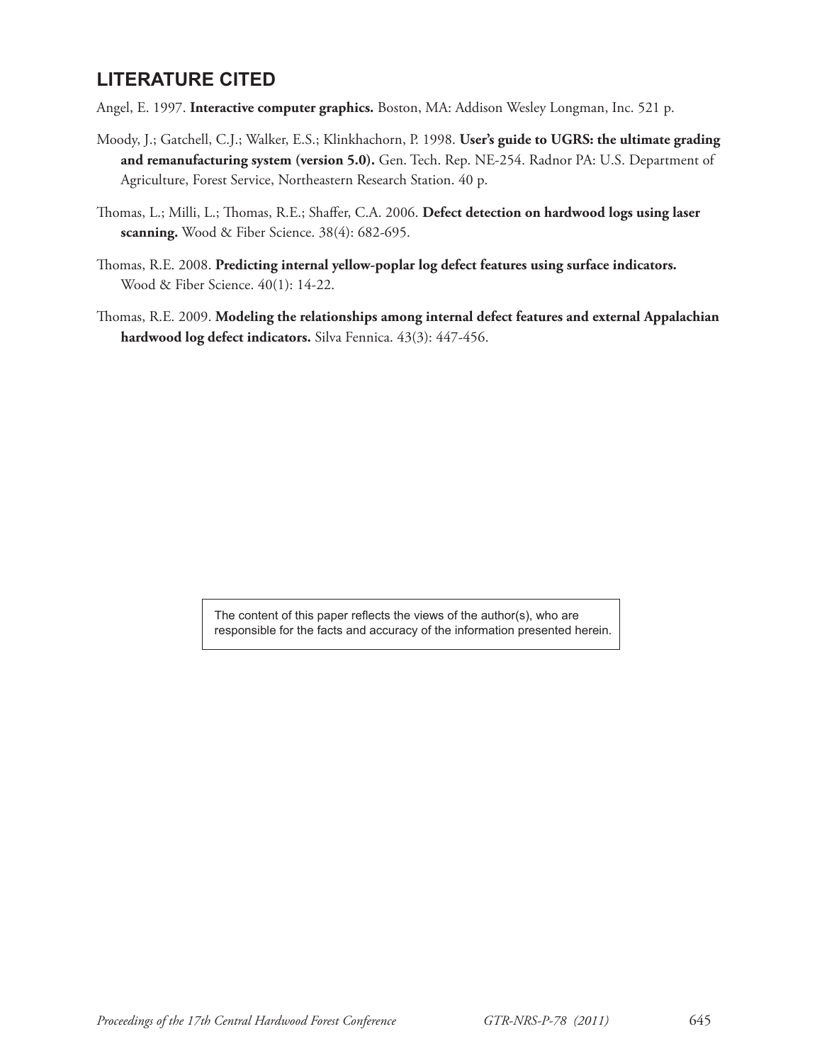## LITERATURE CITED

Angel, E. 1997. **Interactive computer graphics.** Boston, MA: Addison Wesley Longman, Inc. 521 p.

Moody, J.; Gatchell, C.J.; Walker, E.S.; Klinkhachorn, P. 1998. **User's guide to UGRS: the ultimate grading and remanufacturing system (version 5.0).** Gen. Tech. Rep. NE-254. Radnor PA: U.S. Department of Agriculture, Forest Service, Northeastern Research Station. 40 p.

Thomas, L.; Milli, L.; Thomas, R.E.; Shaffer, C.A. 2006. **Defect detection on hardwood logs using laser scanning.** Wood & Fiber Science. 38(4): 682-695.

Thomas, R.E. 2008. **Predicting internal yellow-poplar log defect features using surface indicators.** Wood & Fiber Science. 40(1): 14-22.

Thomas, R.E. 2009. **Modeling the relationships among internal defect features and external Appalachian hardwood log defect indicators.** Silva Fennica. 43(3): 447-456.

The content of this paper reflects the views of the author(s), who are responsible for the facts and accuracy of the information presented herein.